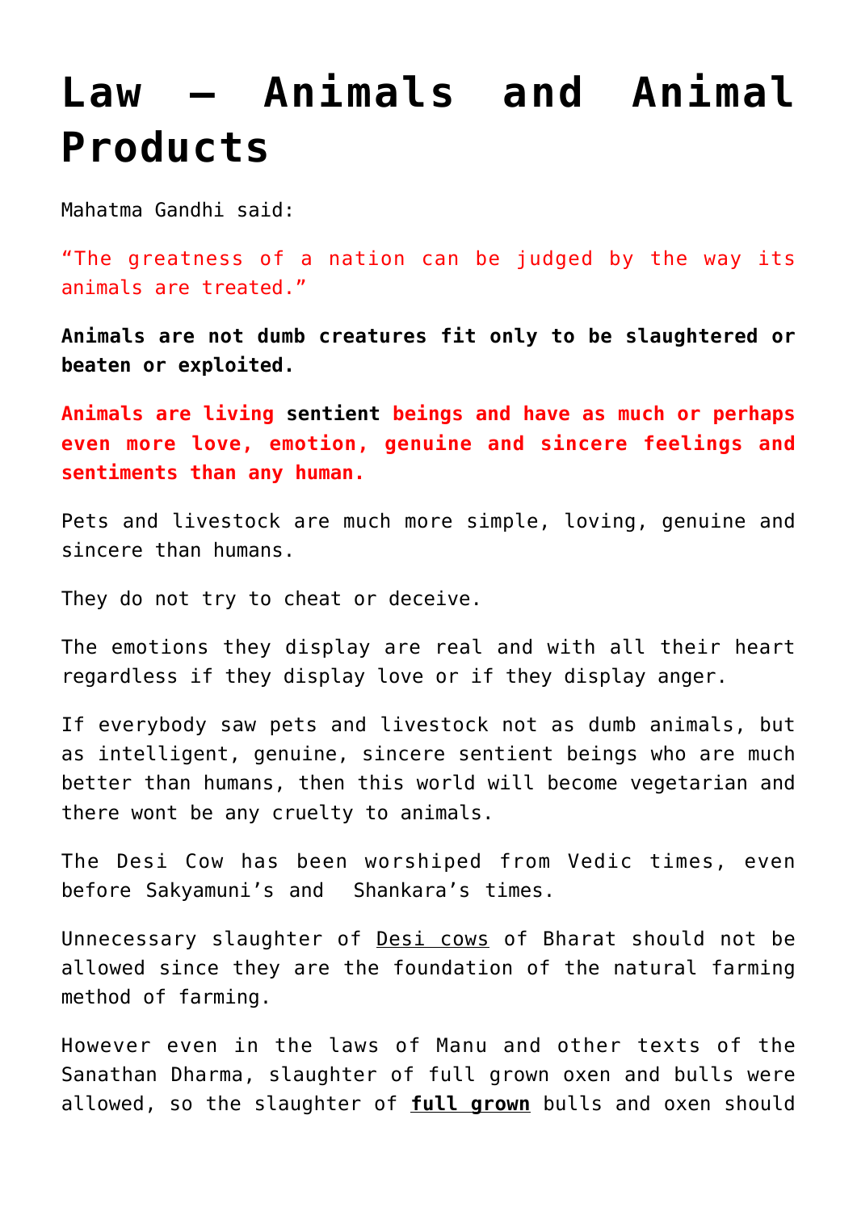# Law – Animals and Animal Products

Mahatma Gandhi said:

“The greatness of a nation can be judged by the way its animals are treated.”

**Animals are not dumb creatures fit only to be slaughtered or beaten or exploited.**

**Animals are living sentient beings and have as much or perhaps even more love, emotion, genuine and sincere feelings and sentiments than any human.**

Pets and livestock are much more simple, loving, genuine and sincere than humans.

They do not try to cheat or deceive.

The emotions they display are real and with all their heart regardless if they display love or if they display anger.

If everybody saw pets and livestock not as dumb animals, but as intelligent, genuine, sincere sentient beings who are much better than humans, then this world will become vegetarian and there wont be any cruelty to animals.

The Desi Cow has been worshiped from Vedic times, even before Sakyamuni’s and Shankara’s times.

Unnecessary slaughter of Desi cows of Bharat should not be allowed since they are the foundation of the natural farming method of farming.

However even in the laws of Manu and other texts of the Sanathan Dharma, slaughter of full grown oxen and bulls were allowed, so the slaughter of **full grown** bulls and oxen should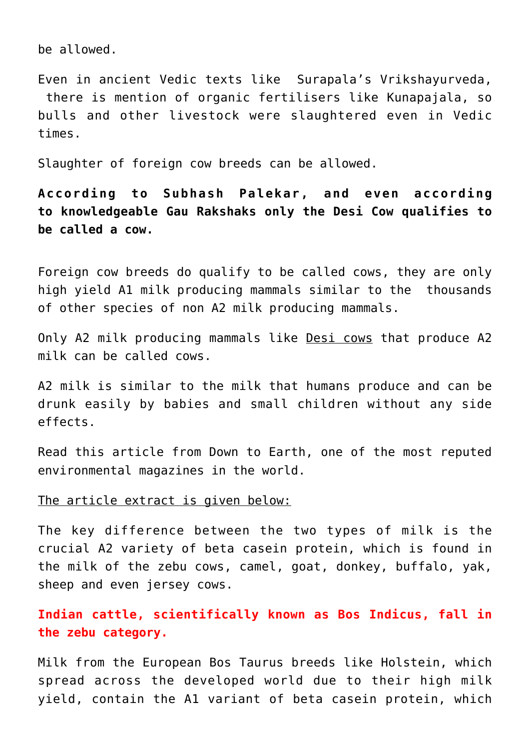be allowed.

Even in ancient Vedic texts like Surapala’s Vrikshayurveda, there is mention of organic fertilisers like Kunapajala, so bulls and other livestock were slaughtered even in Vedic times.

Slaughter of foreign cow breeds can be allowed.

**According to Subhash Palekar, and even according to knowledgeable Gau Rakshaks only the Desi Cow qualifies to be called a cow.**

Foreign cow breeds do qualify to be called cows, they are only high yield A1 milk producing mammals similar to the thousands of other species of non A2 milk producing mammals.

Only A2 milk producing mammals like Desi cows that produce A2 milk can be called cows.

A2 milk is similar to the milk that humans produce and can be drunk easily by babies and small children without any side effects.

Read this article from Down to Earth, one of the most reputed environmental magazines in the world.

The article extract is given below:

The key difference between the two types of milk is the crucial A2 variety of beta casein protein, which is found in the milk of the zebu cows, camel, goat, donkey, buffalo, yak, sheep and even jersey cows.

**Indian cattle, scientifically known as Bos Indicus, fall in the zebu category.**

Milk from the European Bos Taurus breeds like Holstein, which spread across the developed world due to their high milk yield, contain the A1 variant of beta casein protein, which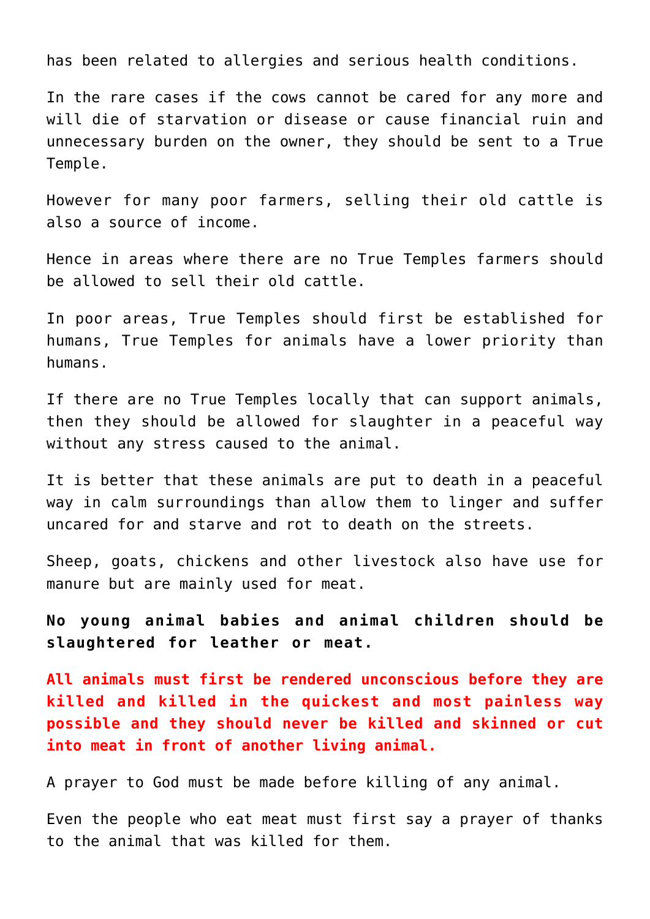has been related to allergies and serious health conditions.

In the rare cases if the cows cannot be cared for any more and will die of starvation or disease or cause financial ruin and unnecessary burden on the owner, they should be sent to a True Temple.

However for many poor farmers, selling their old cattle is also a source of income.

Hence in areas where there are no True Temples farmers should be allowed to sell their old cattle.

In poor areas, True Temples should first be established for humans, True Temples for animals have a lower priority than humans.

If there are no True Temples locally that can support animals, then they should be allowed for slaughter in a peaceful way without any stress caused to the animal.

It is better that these animals are put to death in a peaceful way in calm surroundings than allow them to linger and suffer uncared for and starve and rot to death on the streets.

Sheep, goats, chickens and other livestock also have use for manure but are mainly used for meat.

**No young animal babies and animal children should be slaughtered for leather or meat.**

**All animals must first be rendered unconscious before they are killed and killed in the quickest and most painless way possible and they should never be killed and skinned or cut into meat in front of another living animal.**

A prayer to God must be made before killing of any animal.

Even the people who eat meat must first say a prayer of thanks to the animal that was killed for them.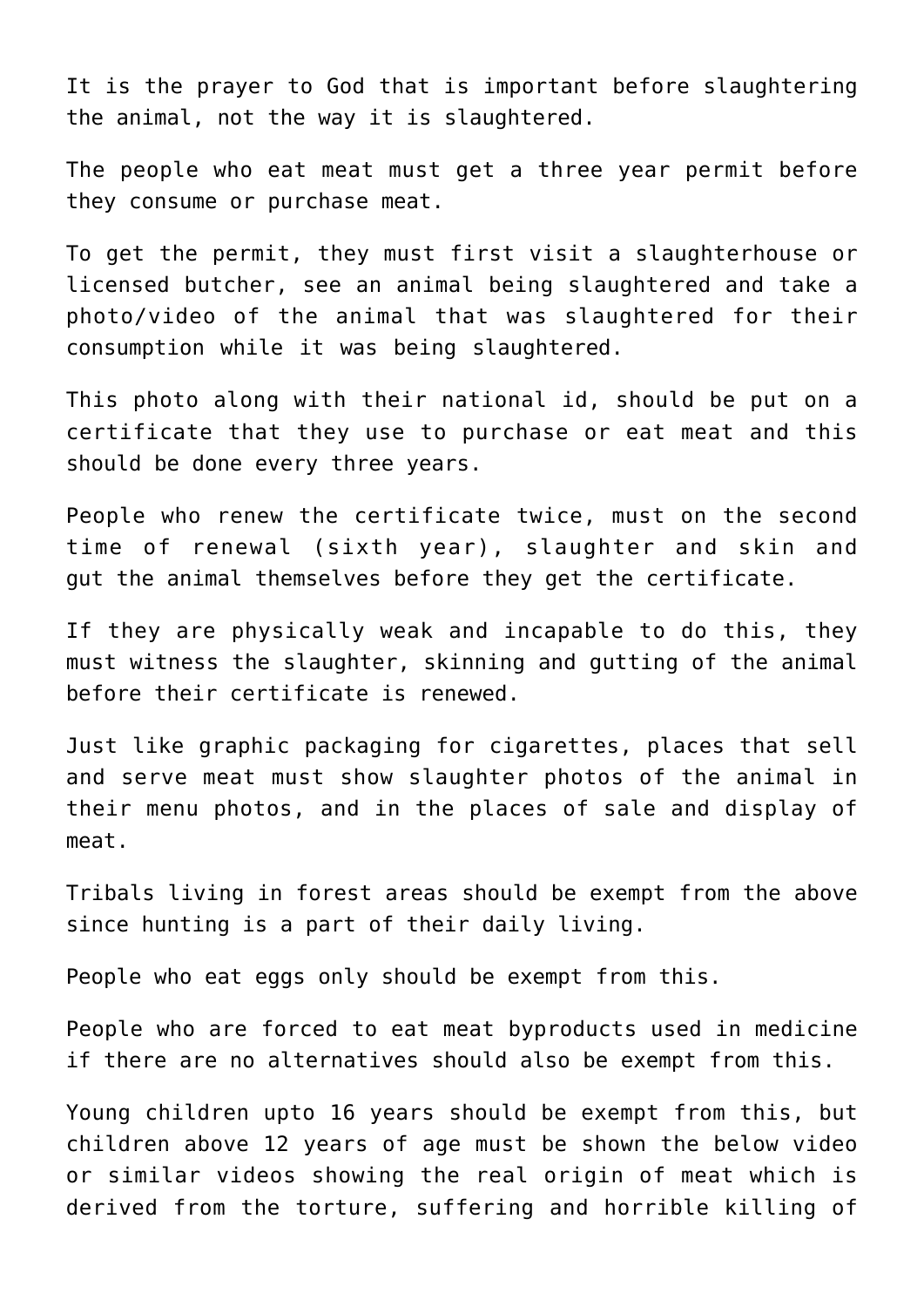It is the prayer to God that is important before slaughtering the animal, not the way it is slaughtered.

The people who eat meat must get a three year permit before they consume or purchase meat.

To get the permit, they must first visit a slaughterhouse or licensed butcher, see an animal being slaughtered and take a photo/video of the animal that was slaughtered for their consumption while it was being slaughtered.

This photo along with their national id, should be put on a certificate that they use to purchase or eat meat and this should be done every three years.

People who renew the certificate twice, must on the second time of renewal (sixth year), slaughter and skin and gut the animal themselves before they get the certificate.

If they are physically weak and incapable to do this, they must witness the slaughter, skinning and gutting of the animal before their certificate is renewed.

Just like graphic packaging for cigarettes, places that sell and serve meat must show slaughter photos of the animal in their menu photos, and in the places of sale and display of meat.

Tribals living in forest areas should be exempt from the above since hunting is a part of their daily living.

People who eat eggs only should be exempt from this.

People who are forced to eat meat byproducts used in medicine if there are no alternatives should also be exempt from this.

Young children upto 16 years should be exempt from this, but children above 12 years of age must be shown the below video or similar videos showing the real origin of meat which is derived from the torture, suffering and horrible killing of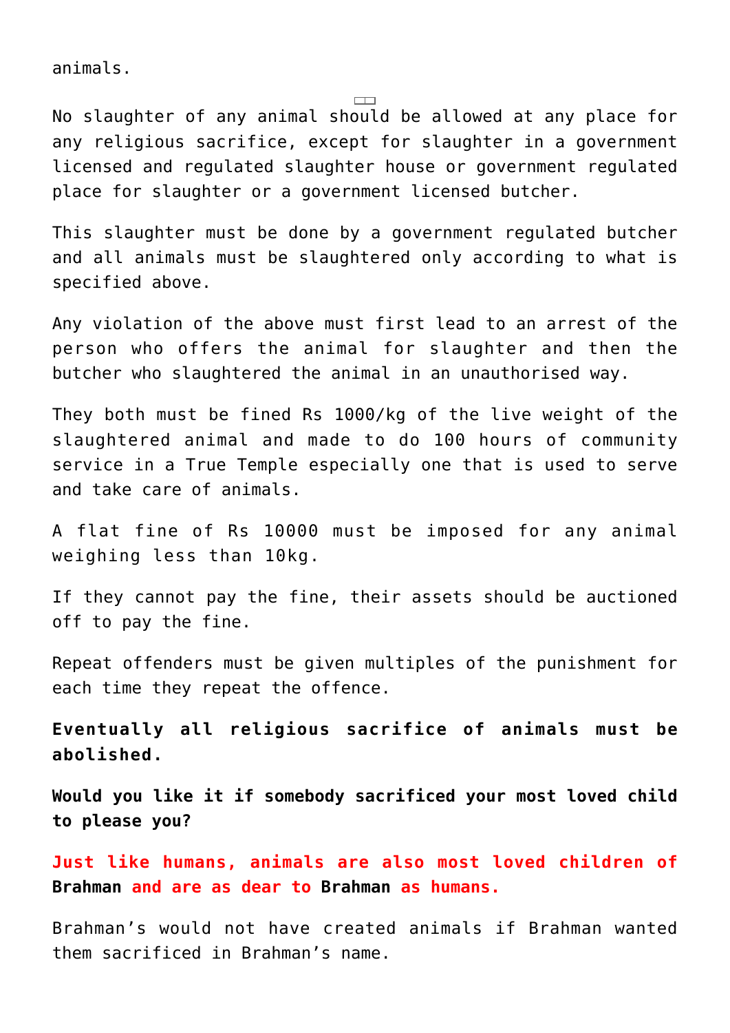animals.

No slaughter of any animal should be allowed at any place for any religious sacrifice, except for slaughter in a government licensed and regulated slaughter house or government regulated place for slaughter or a government licensed butcher.

This slaughter must be done by a government regulated butcher and all animals must be slaughtered only according to what is specified above.

Any violation of the above must first lead to an arrest of the person who offers the animal for slaughter and then the butcher who slaughtered the animal in an unauthorised way.

They both must be fined Rs 1000/kg of the live weight of the slaughtered animal and made to do 100 hours of community service in a True Temple especially one that is used to serve and take care of animals.

A flat fine of Rs 10000 must be imposed for any animal weighing less than 10kg.

If they cannot pay the fine, their assets should be auctioned off to pay the fine.

Repeat offenders must be given multiples of the punishment for each time they repeat the offence.

**Eventually all religious sacrifice of animals must be abolished.**

**Would you like it if somebody sacrificed your most loved child to please you?**

**Just like humans, animals are also most loved children of Brahman and are as dear to Brahman as humans.**

Brahman's would not have created animals if Brahman wanted them sacrificed in Brahman's name.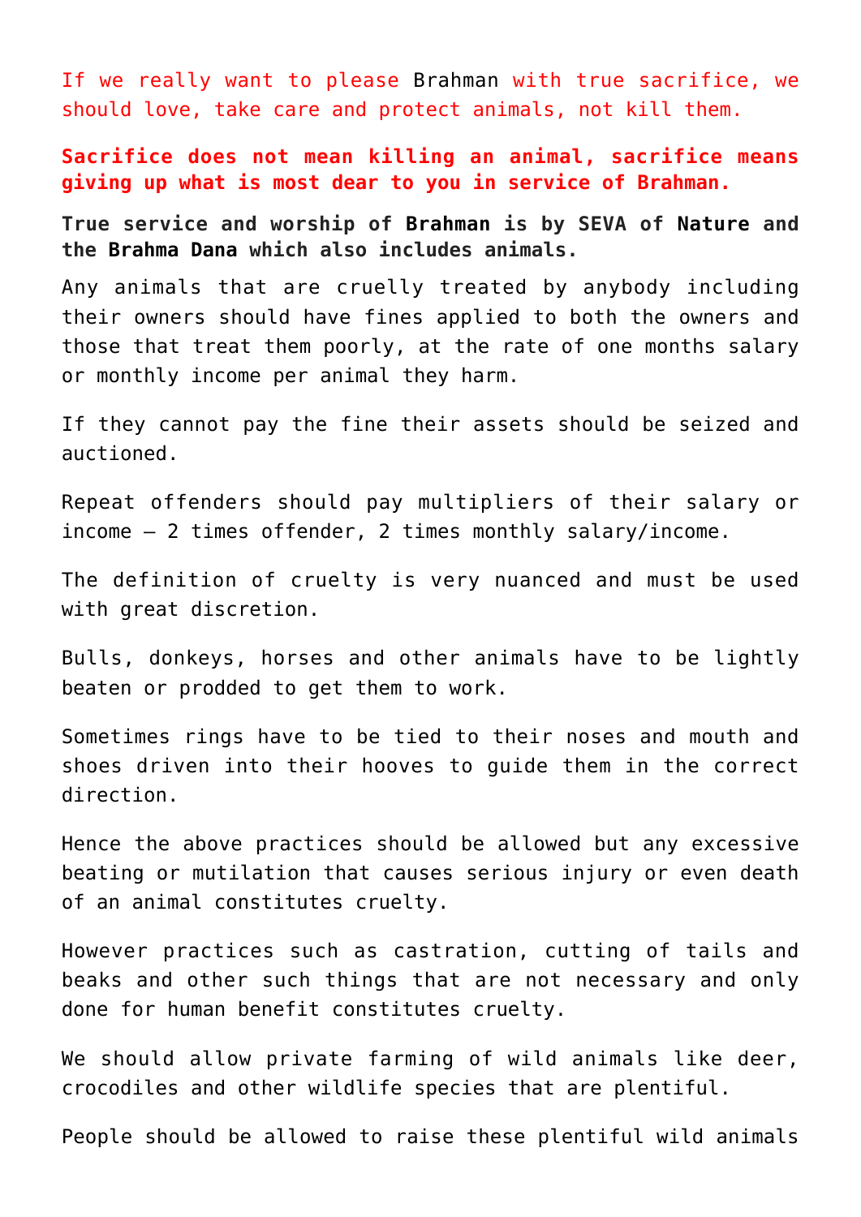If we really want to please Brahman with true sacrifice, we should love, take care and protect animals, not kill them.

**Sacrifice does not mean killing an animal, sacrifice means giving up what is most dear to you in service of Brahman.**

**True service and worship of Brahman is by SEVA of Nature and the Brahma Dana which also includes animals.**

Any animals that are cruelly treated by anybody including their owners should have fines applied to both the owners and those that treat them poorly, at the rate of one months salary or monthly income per animal they harm.

If they cannot pay the fine their assets should be seized and auctioned.

Repeat offenders should pay multipliers of their salary or income – 2 times offender, 2 times monthly salary/income.

The definition of cruelty is very nuanced and must be used with great discretion.

Bulls, donkeys, horses and other animals have to be lightly beaten or prodded to get them to work.

Sometimes rings have to be tied to their noses and mouth and shoes driven into their hooves to guide them in the correct direction.

Hence the above practices should be allowed but any excessive beating or mutilation that causes serious injury or even death of an animal constitutes cruelty.

However practices such as castration, cutting of tails and beaks and other such things that are not necessary and only done for human benefit constitutes cruelty.

We should allow private farming of wild animals like deer, crocodiles and other wildlife species that are plentiful.

People should be allowed to raise these plentiful wild animals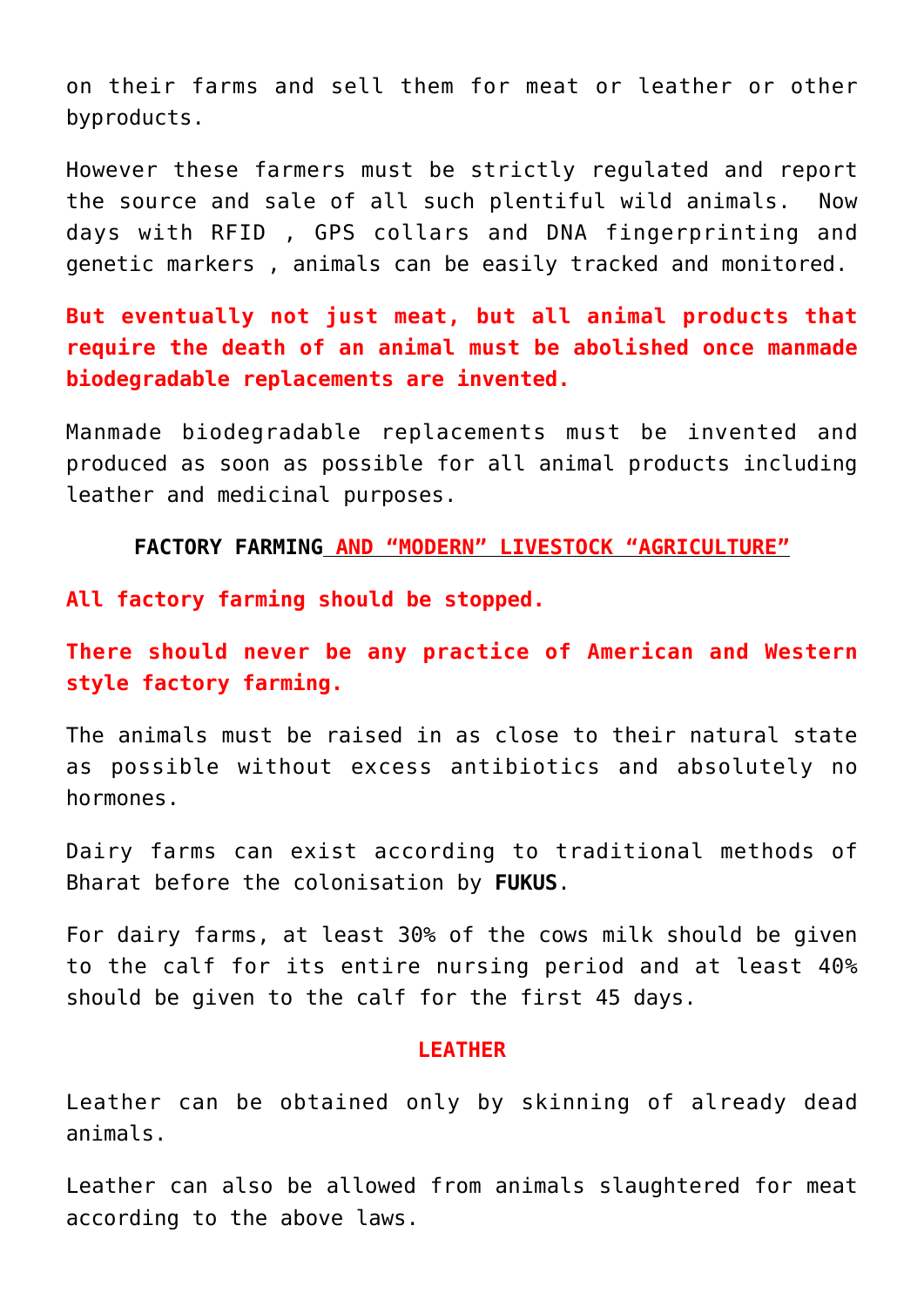on their farms and sell them for meat or leather or other byproducts.

However these farmers must be strictly regulated and report the source and sale of all such plentiful wild animals. Now days with RFID , GPS collars and DNA fingerprinting and genetic markers , animals can be easily tracked and monitored.

**But eventually not just meat, but all animal products that require the death of an animal must be abolished once manmade biodegradable replacements are invented.**

Manmade biodegradable replacements must be invented and produced as soon as possible for all animal products including leather and medicinal purposes.

## FACTORY FARMING AND “MODERN” LIVESTOCK “AGRICULTURE”

**All factory farming should be stopped.**

**There should never be any practice of American and Western style factory farming.**

The animals must be raised in as close to their natural state as possible without excess antibiotics and absolutely no hormones.

Dairy farms can exist according to traditional methods of Bharat before the colonisation by **FUKUS**.

For dairy farms, at least 30% of the cows milk should be given to the calf for its entire nursing period and at least 40% should be given to the calf for the first 45 days.

## LEATHER

Leather can be obtained only by skinning of already dead animals.

Leather can also be allowed from animals slaughtered for meat according to the above laws.